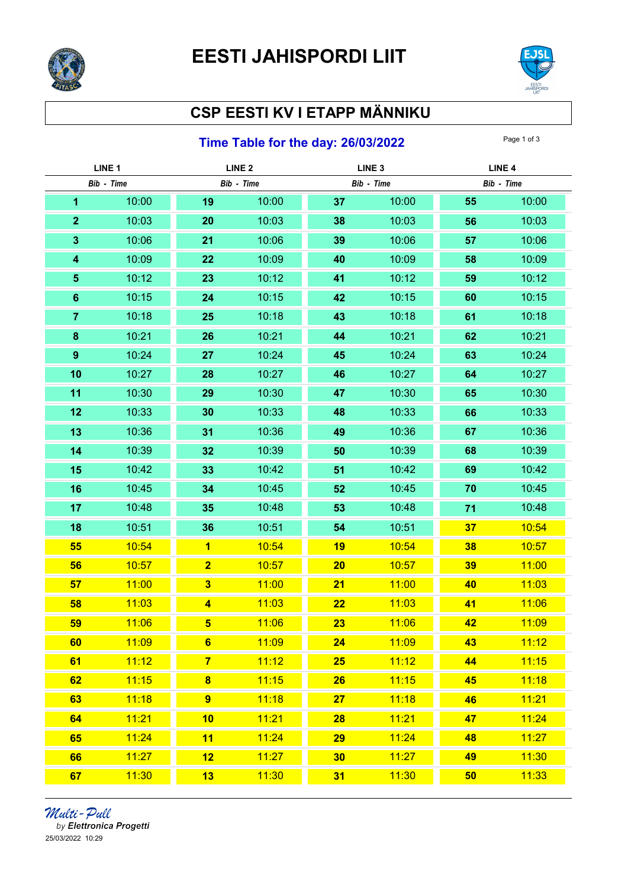# EESTI JAHISPORDI LIIT

## CSP EESTI KV I ETAPP MÄNNIKU

### Time Table for the day: 26/03/2022

| LINE 1 | | LINE 2 | | LINE 3 | | LINE 4 | |
|---|---|---|---|---|---|---|---|
| *Bib* | *Time* | *Bib* | *Time* | *Bib* | *Time* | *Bib* | *Time* |
| **1** | 10:00 | **19** | 10:00 | **37** | 10:00 | **55** | 10:00 |
| **2** | 10:03 | **20** | 10:03 | **38** | 10:03 | **56** | 10:03 |
| **3** | 10:06 | **21** | 10:06 | **39** | 10:06 | **57** | 10:06 |
| **4** | 10:09 | **22** | 10:09 | **40** | 10:09 | **58** | 10:09 |
| **5** | 10:12 | **23** | 10:12 | **41** | 10:12 | **59** | 10:12 |
| **6** | 10:15 | **24** | 10:15 | **42** | 10:15 | **60** | 10:15 |
| **7** | 10:18 | **25** | 10:18 | **43** | 10:18 | **61** | 10:18 |
| **8** | 10:21 | **26** | 10:21 | **44** | 10:21 | **62** | 10:21 |
| **9** | 10:24 | **27** | 10:24 | **45** | 10:24 | **63** | 10:24 |
| **10** | 10:27 | **28** | 10:27 | **46** | 10:27 | **64** | 10:27 |
| **11** | 10:30 | **29** | 10:30 | **47** | 10:30 | **65** | 10:30 |
| **12** | 10:33 | **30** | 10:33 | **48** | 10:33 | **66** | 10:33 |
| **13** | 10:36 | **31** | 10:36 | **49** | 10:36 | **67** | 10:36 |
| **14** | 10:39 | **32** | 10:39 | **50** | 10:39 | **68** | 10:39 |
| **15** | 10:42 | **33** | 10:42 | **51** | 10:42 | **69** | 10:42 |
| **16** | 10:45 | **34** | 10:45 | **52** | 10:45 | **70** | 10:45 |
| **17** | 10:48 | **35** | 10:48 | **53** | 10:48 | **71** | 10:48 |
| **18** | 10:51 | **36** | 10:51 | **54** | 10:51 | **37** | 10:54 |
| **55** | 10:54 | **1** | 10:54 | **19** | 10:54 | **38** | 10:57 |
| **56** | 10:57 | **2** | 10:57 | **20** | 10:57 | **39** | 11:00 |
| **57** | 11:00 | **3** | 11:00 | **21** | 11:00 | **40** | 11:03 |
| **58** | 11:03 | **4** | 11:03 | **22** | 11:03 | **41** | 11:06 |
| **59** | 11:06 | **5** | 11:06 | **23** | 11:06 | **42** | 11:09 |
| **60** | 11:09 | **6** | 11:09 | **24** | 11:09 | **43** | 11:12 |
| **61** | 11:12 | **7** | 11:12 | **25** | 11:12 | **44** | 11:15 |
| **62** | 11:15 | **8** | 11:15 | **26** | 11:15 | **45** | 11:18 |
| **63** | 11:18 | **9** | 11:18 | **27** | 11:18 | **46** | 11:21 |
| **64** | 11:21 | **10** | 11:21 | **28** | 11:21 | **47** | 11:24 |
| **65** | 11:24 | **11** | 11:24 | **29** | 11:24 | **48** | 11:27 |
| **66** | 11:27 | **12** | 11:27 | **30** | 11:27 | **49** | 11:30 |
| **67** | 11:30 | **13** | 11:30 | **31** | 11:30 | **50** | 11:33 |

*Multi-Pull*
*by **Elettronica Progetti***
25/03/2022 10:29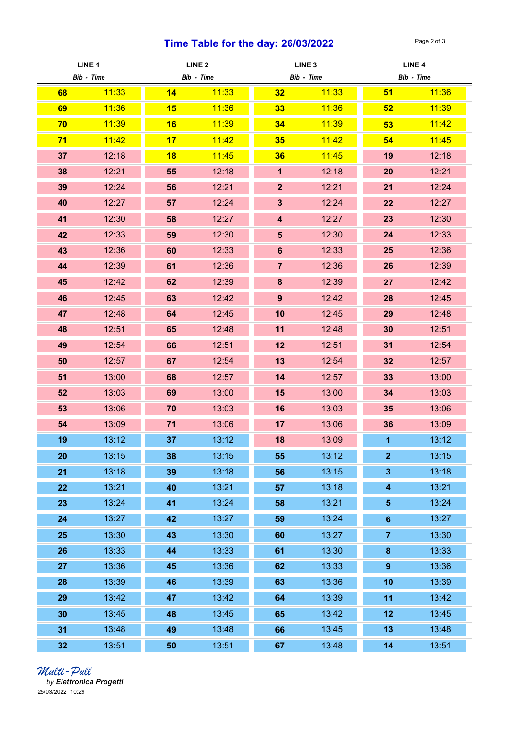# Time Table for the day: 26/03/2022

| LINE 1 | | LINE 2 | | LINE 3 | | LINE 4 | |
|---|---|---|---|---|---|---|---|
| *Bib* | *Time* | *Bib* | *Time* | *Bib* | *Time* | *Bib* | *Time* |
| **68** | 11:33 | **14** | 11:33 | **32** | 11:33 | **51** | 11:36 |
| **69** | 11:36 | **15** | 11:36 | **33** | 11:36 | **52** | 11:39 |
| **70** | 11:39 | **16** | 11:39 | **34** | 11:39 | **53** | 11:42 |
| **71** | 11:42 | **17** | 11:42 | **35** | 11:42 | **54** | 11:45 |
| **37** | 12:18 | **18** | 11:45 | **36** | 11:45 | **19** | 12:18 |
| **38** | 12:21 | **55** | 12:18 | **1** | 12:18 | **20** | 12:21 |
| **39** | 12:24 | **56** | 12:21 | **2** | 12:21 | **21** | 12:24 |
| **40** | 12:27 | **57** | 12:24 | **3** | 12:24 | **22** | 12:27 |
| **41** | 12:30 | **58** | 12:27 | **4** | 12:27 | **23** | 12:30 |
| **42** | 12:33 | **59** | 12:30 | **5** | 12:30 | **24** | 12:33 |
| **43** | 12:36 | **60** | 12:33 | **6** | 12:33 | **25** | 12:36 |
| **44** | 12:39 | **61** | 12:36 | **7** | 12:36 | **26** | 12:39 |
| **45** | 12:42 | **62** | 12:39 | **8** | 12:39 | **27** | 12:42 |
| **46** | 12:45 | **63** | 12:42 | **9** | 12:42 | **28** | 12:45 |
| **47** | 12:48 | **64** | 12:45 | **10** | 12:45 | **29** | 12:48 |
| **48** | 12:51 | **65** | 12:48 | **11** | 12:48 | **30** | 12:51 |
| **49** | 12:54 | **66** | 12:51 | **12** | 12:51 | **31** | 12:54 |
| **50** | 12:57 | **67** | 12:54 | **13** | 12:54 | **32** | 12:57 |
| **51** | 13:00 | **68** | 12:57 | **14** | 12:57 | **33** | 13:00 |
| **52** | 13:03 | **69** | 13:00 | **15** | 13:00 | **34** | 13:03 |
| **53** | 13:06 | **70** | 13:03 | **16** | 13:03 | **35** | 13:06 |
| **54** | 13:09 | **71** | 13:06 | **17** | 13:06 | **36** | 13:09 |
| **19** | 13:12 | **37** | 13:12 | **18** | 13:09 | **1** | 13:12 |
| **20** | 13:15 | **38** | 13:15 | **55** | 13:12 | **2** | 13:15 |
| **21** | 13:18 | **39** | 13:18 | **56** | 13:15 | **3** | 13:18 |
| **22** | 13:21 | **40** | 13:21 | **57** | 13:18 | **4** | 13:21 |
| **23** | 13:24 | **41** | 13:24 | **58** | 13:21 | **5** | 13:24 |
| **24** | 13:27 | **42** | 13:27 | **59** | 13:24 | **6** | 13:27 |
| **25** | 13:30 | **43** | 13:30 | **60** | 13:27 | **7** | 13:30 |
| **26** | 13:33 | **44** | 13:33 | **61** | 13:30 | **8** | 13:33 |
| **27** | 13:36 | **45** | 13:36 | **62** | 13:33 | **9** | 13:36 |
| **28** | 13:39 | **46** | 13:39 | **63** | 13:36 | **10** | 13:39 |
| **29** | 13:42 | **47** | 13:42 | **64** | 13:39 | **11** | 13:42 |
| **30** | 13:45 | **48** | 13:45 | **65** | 13:42 | **12** | 13:45 |
| **31** | 13:48 | **49** | 13:48 | **66** | 13:45 | **13** | 13:48 |
| **32** | 13:51 | **50** | 13:51 | **67** | 13:48 | **14** | 13:51 |

*Multi-Pull*
*by* ***Elettronica Progetti***
25/03/2022 10:29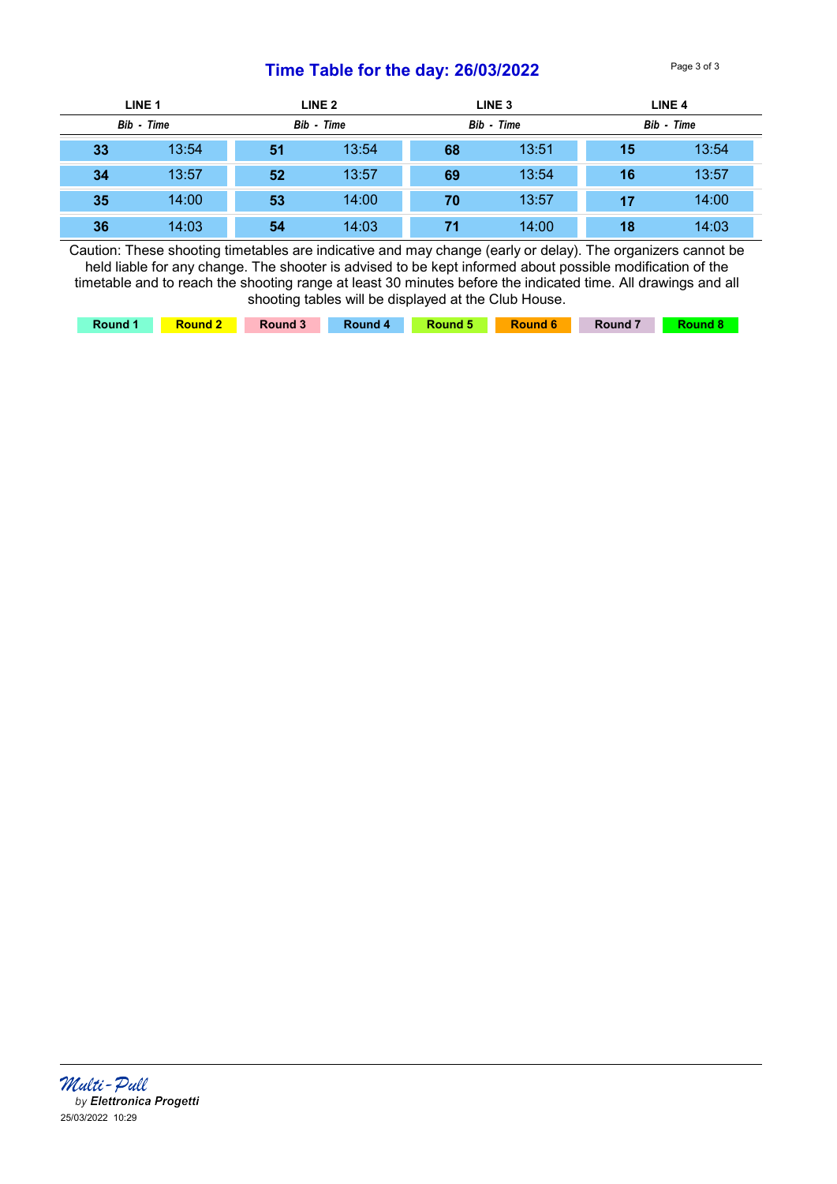# Time Table for the day: 26/03/2022

| LINE 1 | | LINE 2 | | LINE 3 | | LINE 4 | |
|---|---|---|---|---|---|---|---|
| *Bib* | *Time* | *Bib* | *Time* | *Bib* | *Time* | *Bib* | *Time* |
| **33** | 13:54 | **51** | 13:54 | **68** | 13:51 | **15** | 13:54 |
| **34** | 13:57 | **52** | 13:57 | **69** | 13:54 | **16** | 13:57 |
| **35** | 14:00 | **53** | 14:00 | **70** | 13:57 | **17** | 14:00 |
| **36** | 14:03 | **54** | 14:03 | **71** | 14:00 | **18** | 14:03 |

Caution: These shooting timetables are indicative and may change (early or delay). The organizers cannot be held liable for any change. The shooter is advised to be kept informed about possible modification of the timetable and to reach the shooting range at least 30 minutes before the indicated time. All drawings and all shooting tables will be displayed at the Club House.

**Round 1** | **Round 2** | **Round 3** | **Round 4** | **Round 5** | **Round 6** | **Round 7** | **Round 8**

*Multi-Pull*
*by* ***Elettronica Progetti***
25/03/2022 10:29